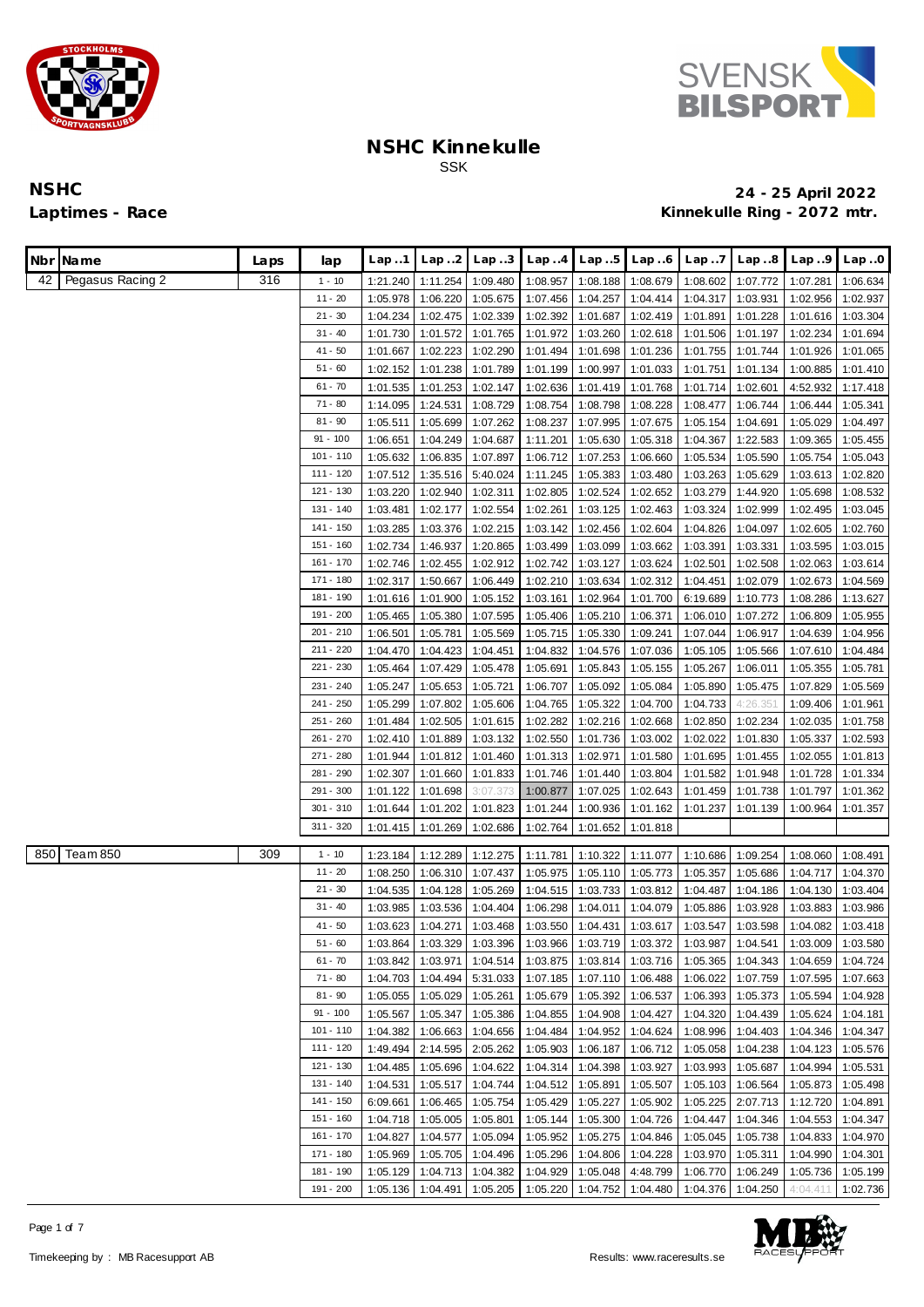# NSHC Kinnekulle

SSK

**NSHC**

**Laptimes - Race**

**24 - 25 April 2022**

**Kinnekulle Ring - 2072 mtr.**

| Nbr | Name | Laps | lap | Lap..1 | Lap..2 | Lap..3 | Lap..4 | Lap..5 | Lap..6 | Lap..7 | Lap..8 | Lap..9 | Lap..0 |
|---|---|---|---|---|---|---|---|---|---|---|---|---|---|
| 42 | Pegasus Racing 2 | 316 | 1 - 10 | 1:21.240 | 1:11.254 | 1:09.480 | 1:08.957 | 1:08.188 | 1:08.679 | 1:08.602 | 1:07.772 | 1:07.281 | 1:06.634 |
| | | | 11 - 20 | 1:05.978 | 1:06.220 | 1:05.675 | 1:07.456 | 1:04.257 | 1:04.414 | 1:04.317 | 1:03.931 | 1:02.956 | 1:02.937 |
| | | | 21 - 30 | 1:04.234 | 1:02.475 | 1:02.339 | 1:02.392 | 1:01.687 | 1:02.419 | 1:01.891 | 1:01.228 | 1:01.616 | 1:03.304 |
| | | | 31 - 40 | 1:01.730 | 1:01.572 | 1:01.765 | 1:01.972 | 1:03.260 | 1:02.618 | 1:01.506 | 1:01.197 | 1:02.234 | 1:01.694 |
| | | | 41 - 50 | 1:01.667 | 1:02.223 | 1:02.290 | 1:01.494 | 1:01.698 | 1:01.236 | 1:01.755 | 1:01.744 | 1:01.926 | 1:01.065 |
| | | | 51 - 60 | 1:02.152 | 1:01.238 | 1:01.789 | 1:01.199 | 1:00.997 | 1:01.033 | 1:01.751 | 1:01.134 | 1:00.885 | 1:01.410 |
| | | | 61 - 70 | 1:01.535 | 1:01.253 | 1:02.147 | 1:02.636 | 1:01.419 | 1:01.768 | 1:01.714 | 1:02.601 | 4:52.932 | 1:17.418 |
| | | | 71 - 80 | 1:14.095 | 1:24.531 | 1:08.729 | 1:08.754 | 1:08.798 | 1:08.228 | 1:08.477 | 1:06.744 | 1:06.444 | 1:05.341 |
| | | | 81 - 90 | 1:05.511 | 1:05.699 | 1:07.262 | 1:08.237 | 1:07.995 | 1:07.675 | 1:05.154 | 1:04.691 | 1:05.029 | 1:04.497 |
| | | | 91 - 100 | 1:06.651 | 1:04.249 | 1:04.687 | 1:11.201 | 1:05.630 | 1:05.318 | 1:04.367 | 1:22.583 | 1:09.365 | 1:05.455 |
| | | | 101 - 110 | 1:05.632 | 1:06.835 | 1:07.897 | 1:06.712 | 1:07.253 | 1:06.660 | 1:05.534 | 1:05.590 | 1:05.754 | 1:05.043 |
| | | | 111 - 120 | 1:07.512 | 1:35.516 | 5:40.024 | 1:11.245 | 1:05.383 | 1:03.480 | 1:03.263 | 1:05.629 | 1:03.613 | 1:02.820 |
| | | | 121 - 130 | 1:03.220 | 1:02.940 | 1:02.311 | 1:02.805 | 1:02.524 | 1:02.652 | 1:03.279 | 1:44.920 | 1:05.698 | 1:08.532 |
| | | | 131 - 140 | 1:03.481 | 1:02.177 | 1:02.554 | 1:02.261 | 1:03.125 | 1:02.463 | 1:03.324 | 1:02.999 | 1:02.495 | 1:03.045 |
| | | | 141 - 150 | 1:03.285 | 1:03.376 | 1:02.215 | 1:03.142 | 1:02.456 | 1:02.604 | 1:04.826 | 1:04.097 | 1:02.605 | 1:02.760 |
| | | | 151 - 160 | 1:02.734 | 1:46.937 | 1:20.865 | 1:03.499 | 1:03.099 | 1:03.662 | 1:03.391 | 1:03.331 | 1:03.595 | 1:03.015 |
| | | | 161 - 170 | 1:02.746 | 1:02.455 | 1:02.912 | 1:02.742 | 1:03.127 | 1:03.624 | 1:02.501 | 1:02.508 | 1:02.063 | 1:03.614 |
| | | | 171 - 180 | 1:02.317 | 1:50.667 | 1:06.449 | 1:02.210 | 1:03.634 | 1:02.312 | 1:04.451 | 1:02.079 | 1:02.673 | 1:04.569 |
| | | | 181 - 190 | 1:01.616 | 1:01.900 | 1:05.152 | 1:03.161 | 1:02.964 | 1:01.700 | 6:19.689 | 1:10.773 | 1:08.286 | 1:13.627 |
| | | | 191 - 200 | 1:05.465 | 1:05.380 | 1:07.595 | 1:05.406 | 1:05.210 | 1:06.371 | 1:06.010 | 1:07.272 | 1:06.809 | 1:05.955 |
| | | | 201 - 210 | 1:06.501 | 1:05.781 | 1:05.569 | 1:05.715 | 1:05.330 | 1:09.241 | 1:07.044 | 1:06.917 | 1:04.639 | 1:04.956 |
| | | | 211 - 220 | 1:04.470 | 1:04.423 | 1:04.451 | 1:04.832 | 1:04.576 | 1:07.036 | 1:05.105 | 1:05.566 | 1:07.610 | 1:04.484 |
| | | | 221 - 230 | 1:05.464 | 1:07.429 | 1:05.478 | 1:05.691 | 1:05.843 | 1:05.155 | 1:05.267 | 1:06.011 | 1:05.355 | 1:05.781 |
| | | | 231 - 240 | 1:05.247 | 1:05.653 | 1:05.721 | 1:06.707 | 1:05.092 | 1:05.084 | 1:05.890 | 1:05.475 | 1:07.829 | 1:05.569 |
| | | | 241 - 250 | 1:05.299 | 1:07.802 | 1:05.606 | 1:04.765 | 1:05.322 | 1:04.700 | 1:04.733 | 4:26.351 | 1:09.406 | 1:01.961 |
| | | | 251 - 260 | 1:01.484 | 1:02.505 | 1:01.615 | 1:02.282 | 1:02.216 | 1:02.668 | 1:02.850 | 1:02.234 | 1:02.035 | 1:01.758 |
| | | | 261 - 270 | 1:02.410 | 1:01.889 | 1:03.132 | 1:02.550 | 1:01.736 | 1:03.002 | 1:02.022 | 1:01.830 | 1:05.337 | 1:02.593 |
| | | | 271 - 280 | 1:01.944 | 1:01.812 | 1:01.460 | 1:01.313 | 1:02.971 | 1:01.580 | 1:01.695 | 1:01.455 | 1:02.055 | 1:01.813 |
| | | | 281 - 290 | 1:02.307 | 1:01.660 | 1:01.833 | 1:01.746 | 1:01.440 | 1:03.804 | 1:01.582 | 1:01.948 | 1:01.728 | 1:01.334 |
| | | | 291 - 300 | 1:01.122 | 1:01.698 | 3:07.373 | 1:00.877 | 1:07.025 | 1:02.643 | 1:01.459 | 1:01.738 | 1:01.797 | 1:01.362 |
| | | | 301 - 310 | 1:01.644 | 1:01.202 | 1:01.823 | 1:01.244 | 1:00.936 | 1:01.162 | 1:01.237 | 1:01.139 | 1:00.964 | 1:01.357 |
| | | | 311 - 320 | 1:01.415 | 1:01.269 | 1:02.686 | 1:02.764 | 1:01.652 | 1:01.818 | | | | |
| 850 | Team 850 | 309 | 1 - 10 | 1:23.184 | 1:12.289 | 1:12.275 | 1:11.781 | 1:10.322 | 1:11.077 | 1:10.686 | 1:09.254 | 1:08.060 | 1:08.491 |
| | | | 11 - 20 | 1:08.250 | 1:06.310 | 1:07.437 | 1:05.975 | 1:05.110 | 1:05.773 | 1:05.357 | 1:05.686 | 1:04.717 | 1:04.370 |
| | | | 21 - 30 | 1:04.535 | 1:04.128 | 1:05.269 | 1:04.515 | 1:03.733 | 1:03.812 | 1:04.487 | 1:04.186 | 1:04.130 | 1:03.404 |
| | | | 31 - 40 | 1:03.985 | 1:03.536 | 1:04.404 | 1:06.298 | 1:04.011 | 1:04.079 | 1:05.886 | 1:03.928 | 1:03.883 | 1:03.986 |
| | | | 41 - 50 | 1:03.623 | 1:04.271 | 1:03.468 | 1:03.550 | 1:04.431 | 1:03.617 | 1:03.547 | 1:03.598 | 1:04.082 | 1:03.418 |
| | | | 51 - 60 | 1:03.864 | 1:03.329 | 1:03.396 | 1:03.966 | 1:03.719 | 1:03.372 | 1:03.987 | 1:04.541 | 1:03.009 | 1:03.580 |
| | | | 61 - 70 | 1:03.842 | 1:03.971 | 1:04.514 | 1:03.875 | 1:03.814 | 1:03.716 | 1:05.365 | 1:04.343 | 1:04.659 | 1:04.724 |
| | | | 71 - 80 | 1:04.703 | 1:04.494 | 5:31.033 | 1:07.185 | 1:07.110 | 1:06.488 | 1:06.022 | 1:07.759 | 1:07.595 | 1:07.663 |
| | | | 81 - 90 | 1:05.055 | 1:05.029 | 1:05.261 | 1:05.679 | 1:05.392 | 1:06.537 | 1:06.393 | 1:05.373 | 1:05.594 | 1:04.928 |
| | | | 91 - 100 | 1:05.567 | 1:05.347 | 1:05.386 | 1:04.855 | 1:04.908 | 1:04.427 | 1:04.320 | 1:04.439 | 1:05.624 | 1:04.181 |
| | | | 101 - 110 | 1:04.382 | 1:06.663 | 1:04.656 | 1:04.484 | 1:04.952 | 1:04.624 | 1:08.996 | 1:04.403 | 1:04.346 | 1:04.497 |
| | | | 111 - 120 | 1:49.494 | 2:14.595 | 2:05.262 | 1:05.903 | 1:06.187 | 1:06.712 | 1:05.058 | 1:04.238 | 1:04.123 | 1:05.576 |
| | | | 121 - 130 | 1:04.485 | 1:05.696 | 1:04.622 | 1:04.314 | 1:04.398 | 1:03.927 | 1:03.993 | 1:05.687 | 1:04.994 | 1:05.531 |
| | | | 131 - 140 | 1:04.531 | 1:05.517 | 1:04.744 | 1:04.512 | 1:05.891 | 1:05.507 | 1:05.103 | 1:06.564 | 1:05.873 | 1:05.498 |
| | | | 141 - 150 | 6:09.661 | 1:06.465 | 1:05.754 | 1:05.429 | 1:05.227 | 1:05.902 | 1:05.225 | 2:07.713 | 1:12.720 | 1:04.891 |
| | | | 151 - 160 | 1:04.718 | 1:05.005 | 1:05.801 | 1:05.144 | 1:05.300 | 1:04.726 | 1:04.447 | 1:04.346 | 1:04.553 | 1:04.347 |
| | | | 161 - 170 | 1:04.827 | 1:04.577 | 1:05.094 | 1:05.952 | 1:05.275 | 1:04.846 | 1:05.045 | 1:05.738 | 1:04.833 | 1:04.970 |
| | | | 171 - 180 | 1:05.969 | 1:05.705 | 1:04.496 | 1:05.296 | 1:04.806 | 1:04.228 | 1:03.970 | 1:05.311 | 1:04.990 | 1:04.301 |
| | | | 181 - 190 | 1:05.129 | 1:04.713 | 1:04.382 | 1:04.929 | 1:05.048 | 4:48.799 | 1:06.770 | 1:06.249 | 1:05.736 | 1:05.199 |
| | | | 191 - 200 | 1:05.136 | 1:04.491 | 1:05.205 | 1:05.220 | 1:04.752 | 1:04.480 | 1:04.376 | 1:04.250 | 4:04.411 | 1:02.736 |

Timekeeping by : MB Racesupport AB

Results: www.raceresults.se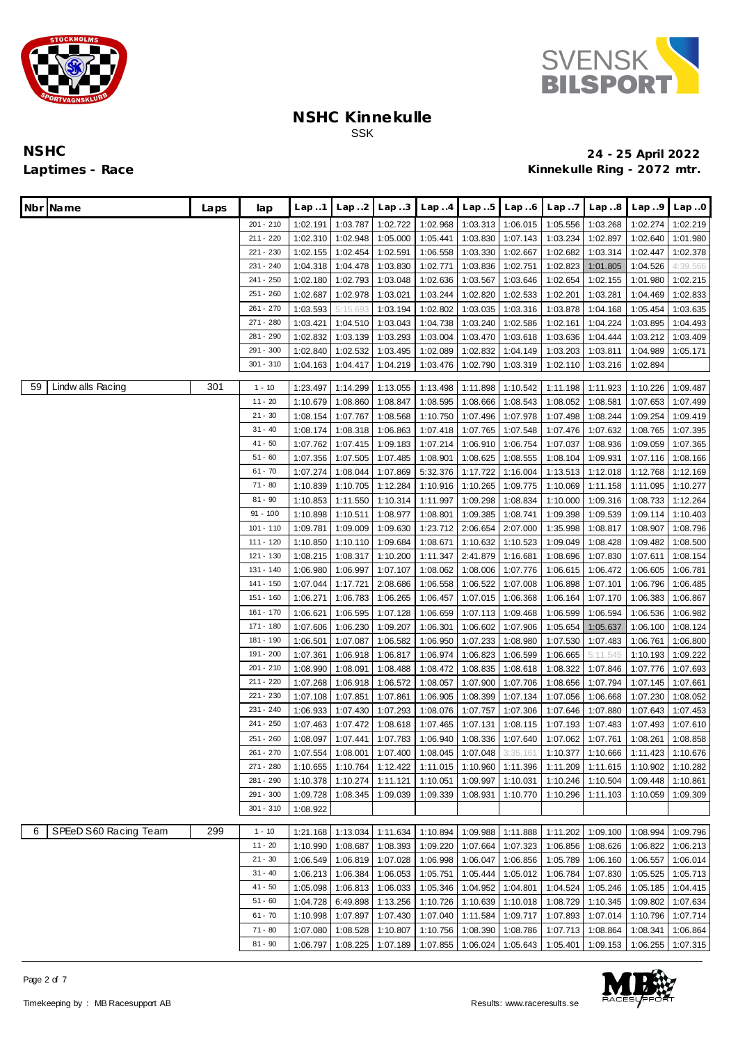# NSHC Kinnekulle

SSK

**NSHC**

**Laptimes - Race**

**24 - 25 April 2022**

**Kinnekulle Ring - 2072 mtr.**

| Nbr | Name | Laps | lap | Lap..1 | Lap..2 | Lap..3 | Lap..4 | Lap..5 | Lap..6 | Lap..7 | Lap..8 | Lap..9 | Lap..0 |
|---|---|---|---|---|---|---|---|---|---|---|---|---|---|
| | | | 201 - 210 | 1:02.191 | 1:03.787 | 1:02.722 | 1:02.968 | 1:03.313 | 1:06.015 | 1:05.556 | 1:03.268 | 1:02.274 | 1:02.219 |
| | | | 211 - 220 | 1:02.310 | 1:02.948 | 1:05.000 | 1:05.441 | 1:03.830 | 1:07.143 | 1:03.234 | 1:02.897 | 1:02.640 | 1:01.980 |
| | | | 221 - 230 | 1:02.155 | 1:02.454 | 1:02.591 | 1:06.558 | 1:03.330 | 1:02.667 | 1:02.682 | 1:03.314 | 1:02.447 | 1:02.378 |
| | | | 231 - 240 | 1:04.318 | 1:04.478 | 1:03.830 | 1:02.771 | 1:03.836 | 1:02.751 | 1:02.823 | 1:01.805 | 1:04.526 | 4:39.566 |
| | | | 241 - 250 | 1:02.180 | 1:02.793 | 1:03.048 | 1:02.636 | 1:03.567 | 1:03.646 | 1:02.654 | 1:02.155 | 1:01.980 | 1:02.215 |
| | | | 251 - 260 | 1:02.687 | 1:02.978 | 1:03.021 | 1:03.244 | 1:02.820 | 1:02.533 | 1:02.201 | 1:03.281 | 1:04.469 | 1:02.833 |
| | | | 261 - 270 | 1:03.593 | 5:15.693 | 1:03.194 | 1:02.802 | 1:03.035 | 1:03.316 | 1:03.878 | 1:04.168 | 1:05.454 | 1:03.635 |
| | | | 271 - 280 | 1:03.421 | 1:04.510 | 1:03.043 | 1:04.738 | 1:03.240 | 1:02.586 | 1:02.161 | 1:04.224 | 1:03.895 | 1:04.493 |
| | | | 281 - 290 | 1:02.832 | 1:03.139 | 1:03.293 | 1:03.004 | 1:03.470 | 1:03.618 | 1:03.636 | 1:04.444 | 1:03.212 | 1:03.409 |
| | | | 291 - 300 | 1:02.840 | 1:02.532 | 1:03.495 | 1:02.089 | 1:02.832 | 1:04.149 | 1:03.203 | 1:03.811 | 1:04.989 | 1:05.171 |
| | | | 301 - 310 | 1:04.163 | 1:04.417 | 1:04.219 | 1:03.476 | 1:02.790 | 1:03.319 | 1:02.110 | 1:03.216 | 1:02.894 | |
| 59 | Lindwalls Racing | 301 | 1 - 10 | 1:23.497 | 1:14.299 | 1:13.055 | 1:13.498 | 1:11.898 | 1:10.542 | 1:11.198 | 1:11.923 | 1:10.226 | 1:09.487 |
| | | | 11 - 20 | 1:10.679 | 1:08.860 | 1:08.847 | 1:08.595 | 1:08.666 | 1:08.543 | 1:08.052 | 1:08.581 | 1:07.653 | 1:07.499 |
| | | | 21 - 30 | 1:08.154 | 1:07.767 | 1:08.568 | 1:10.750 | 1:07.496 | 1:07.978 | 1:07.498 | 1:08.244 | 1:09.254 | 1:09.419 |
| | | | 31 - 40 | 1:08.174 | 1:08.318 | 1:06.863 | 1:07.418 | 1:07.765 | 1:07.548 | 1:07.476 | 1:07.632 | 1:08.765 | 1:07.395 |
| | | | 41 - 50 | 1:07.762 | 1:07.415 | 1:09.183 | 1:07.214 | 1:06.910 | 1:06.754 | 1:07.037 | 1:08.936 | 1:09.059 | 1:07.365 |
| | | | 51 - 60 | 1:07.356 | 1:07.505 | 1:07.485 | 1:08.901 | 1:08.625 | 1:08.555 | 1:08.104 | 1:09.931 | 1:07.116 | 1:08.166 |
| | | | 61 - 70 | 1:07.274 | 1:08.044 | 1:07.869 | 5:32.376 | 1:17.722 | 1:16.004 | 1:13.513 | 1:12.018 | 1:12.768 | 1:12.169 |
| | | | 71 - 80 | 1:10.839 | 1:10.705 | 1:12.284 | 1:10.916 | 1:10.265 | 1:09.775 | 1:10.069 | 1:11.158 | 1:11.095 | 1:10.277 |
| | | | 81 - 90 | 1:10.853 | 1:11.550 | 1:10.314 | 1:11.997 | 1:09.298 | 1:08.834 | 1:10.000 | 1:09.316 | 1:08.733 | 1:12.264 |
| | | | 91 - 100 | 1:10.898 | 1:10.511 | 1:08.977 | 1:08.801 | 1:09.385 | 1:08.741 | 1:09.398 | 1:09.539 | 1:09.114 | 1:10.403 |
| | | | 101 - 110 | 1:09.781 | 1:09.009 | 1:09.630 | 1:23.712 | 2:06.654 | 2:07.000 | 1:35.998 | 1:08.817 | 1:08.907 | 1:08.796 |
| | | | 111 - 120 | 1:10.850 | 1:10.110 | 1:09.684 | 1:08.671 | 1:10.632 | 1:10.523 | 1:09.049 | 1:08.428 | 1:09.482 | 1:08.500 |
| | | | 121 - 130 | 1:08.215 | 1:08.317 | 1:10.200 | 1:11.347 | 2:41.879 | 1:16.681 | 1:08.696 | 1:07.830 | 1:07.611 | 1:08.154 |
| | | | 131 - 140 | 1:06.980 | 1:06.997 | 1:07.107 | 1:08.062 | 1:08.006 | 1:07.776 | 1:06.615 | 1:06.472 | 1:06.605 | 1:06.781 |
| | | | 141 - 150 | 1:07.044 | 1:17.721 | 2:08.686 | 1:06.558 | 1:06.522 | 1:07.008 | 1:06.898 | 1:07.101 | 1:06.796 | 1:06.485 |
| | | | 151 - 160 | 1:06.271 | 1:06.783 | 1:06.265 | 1:06.457 | 1:07.015 | 1:06.368 | 1:06.164 | 1:07.170 | 1:06.383 | 1:06.867 |
| | | | 161 - 170 | 1:06.621 | 1:06.595 | 1:07.128 | 1:06.659 | 1:07.113 | 1:09.468 | 1:06.599 | 1:06.594 | 1:06.536 | 1:06.982 |
| | | | 171 - 180 | 1:07.606 | 1:06.230 | 1:09.207 | 1:06.301 | 1:06.602 | 1:07.906 | 1:05.654 | 1:05.637 | 1:06.100 | 1:08.124 |
| | | | 181 - 190 | 1:06.501 | 1:07.087 | 1:06.582 | 1:06.950 | 1:07.233 | 1:08.980 | 1:07.530 | 1:07.483 | 1:06.761 | 1:06.800 |
| | | | 191 - 200 | 1:07.361 | 1:06.918 | 1:06.817 | 1:06.974 | 1:06.823 | 1:06.599 | 1:06.665 | 5:11.545 | 1:10.193 | 1:09.222 |
| | | | 201 - 210 | 1:08.990 | 1:08.091 | 1:08.488 | 1:08.472 | 1:08.835 | 1:08.618 | 1:08.322 | 1:07.846 | 1:07.776 | 1:07.693 |
| | | | 211 - 220 | 1:07.268 | 1:06.918 | 1:06.572 | 1:08.057 | 1:07.900 | 1:07.706 | 1:08.656 | 1:07.794 | 1:07.145 | 1:07.661 |
| | | | 221 - 230 | 1:07.108 | 1:07.851 | 1:07.861 | 1:06.905 | 1:08.399 | 1:07.134 | 1:07.056 | 1:06.668 | 1:07.230 | 1:08.052 |
| | | | 231 - 240 | 1:06.933 | 1:07.430 | 1:07.293 | 1:08.076 | 1:07.757 | 1:07.306 | 1:07.646 | 1:07.880 | 1:07.643 | 1:07.453 |
| | | | 241 - 250 | 1:07.463 | 1:07.472 | 1:08.618 | 1:07.465 | 1:07.131 | 1:08.115 | 1:07.193 | 1:07.483 | 1:07.493 | 1:07.610 |
| | | | 251 - 260 | 1:08.097 | 1:07.441 | 1:07.783 | 1:06.940 | 1:08.336 | 1:07.640 | 1:07.062 | 1:07.761 | 1:08.261 | 1:08.858 |
| | | | 261 - 270 | 1:07.554 | 1:08.001 | 1:07.400 | 1:08.045 | 1:07.048 | 3:35.161 | 1:10.377 | 1:10.666 | 1:11.423 | 1:10.676 |
| | | | 271 - 280 | 1:10.655 | 1:10.764 | 1:12.422 | 1:11.015 | 1:10.960 | 1:11.396 | 1:11.209 | 1:11.615 | 1:10.902 | 1:10.282 |
| | | | 281 - 290 | 1:10.378 | 1:10.274 | 1:11.121 | 1:10.051 | 1:09.997 | 1:10.031 | 1:10.246 | 1:10.504 | 1:09.448 | 1:10.861 |
| | | | 291 - 300 | 1:09.728 | 1:08.345 | 1:09.039 | 1:09.339 | 1:08.931 | 1:10.770 | 1:10.296 | 1:11.103 | 1:10.059 | 1:09.309 |
| | | | 301 - 310 | 1:08.922 | | | | | | | | | |
| 6 | SPEeD S60 Racing Team | 299 | 1 - 10 | 1:21.168 | 1:13.034 | 1:11.634 | 1:10.894 | 1:09.988 | 1:11.888 | 1:11.202 | 1:09.100 | 1:08.994 | 1:09.796 |
| | | | 11 - 20 | 1:10.990 | 1:08.687 | 1:08.393 | 1:09.220 | 1:07.664 | 1:07.323 | 1:06.856 | 1:08.626 | 1:06.822 | 1:06.213 |
| | | | 21 - 30 | 1:06.549 | 1:06.819 | 1:07.028 | 1:06.998 | 1:06.047 | 1:06.856 | 1:05.789 | 1:06.160 | 1:06.557 | 1:06.014 |
| | | | 31 - 40 | 1:06.213 | 1:06.384 | 1:06.053 | 1:05.751 | 1:05.444 | 1:05.012 | 1:06.784 | 1:07.830 | 1:05.525 | 1:05.713 |
| | | | 41 - 50 | 1:05.098 | 1:06.813 | 1:06.033 | 1:05.346 | 1:04.952 | 1:04.801 | 1:04.524 | 1:05.246 | 1:05.185 | 1:04.415 |
| | | | 51 - 60 | 1:04.728 | 6:49.898 | 1:13.256 | 1:10.726 | 1:10.639 | 1:10.018 | 1:08.729 | 1:10.345 | 1:09.802 | 1:07.634 |
| | | | 61 - 70 | 1:10.998 | 1:07.897 | 1:07.430 | 1:07.040 | 1:11.584 | 1:09.717 | 1:07.893 | 1:07.014 | 1:10.796 | 1:07.714 |
| | | | 71 - 80 | 1:07.080 | 1:08.528 | 1:10.807 | 1:10.756 | 1:08.390 | 1:08.786 | 1:07.713 | 1:08.864 | 1:08.341 | 1:06.864 |
| | | | 81 - 90 | 1:06.797 | 1:08.225 | 1:07.189 | 1:07.855 | 1:06.024 | 1:05.643 | 1:05.401 | 1:09.153 | 1:06.255 | 1:07.315 |

Timekeeping by : MB Racesupport AB

Results: www.raceresults.se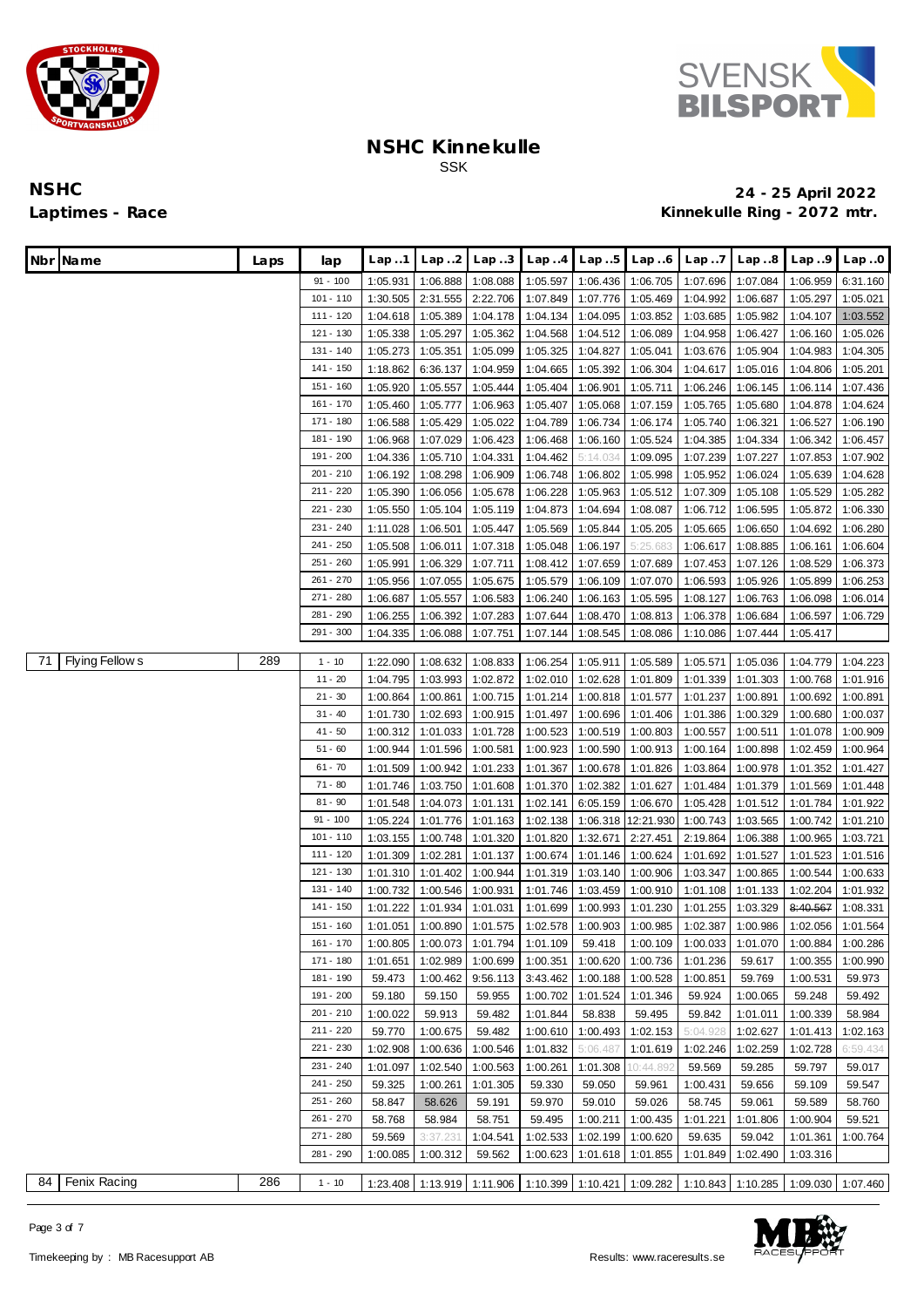# NSHC Kinnekulle

SSK

**NSHC**
**Laptimes - Race**

**24 - 25 April 2022**
**Kinnekulle Ring - 2072 mtr.**

| Nbr | Name | Laps | lap | Lap..1 | Lap..2 | Lap..3 | Lap..4 | Lap..5 | Lap..6 | Lap..7 | Lap..8 | Lap..9 | Lap..0 |
|---|---|---|---|---|---|---|---|---|---|---|---|---|---|
| | | | 91 - 100 | 1:05.931 | 1:06.888 | 1:08.088 | 1:05.597 | 1:06.436 | 1:06.705 | 1:07.696 | 1:07.084 | 1:06.959 | 6:31.160 |
| | | | 101 - 110 | 1:30.505 | 2:31.555 | 2:22.706 | 1:07.849 | 1:07.776 | 1:05.469 | 1:04.992 | 1:06.687 | 1:05.297 | 1:05.021 |
| | | | 111 - 120 | 1:04.618 | 1:05.389 | 1:04.178 | 1:04.134 | 1:04.095 | 1:03.852 | 1:03.685 | 1:05.982 | 1:04.107 | 1:03.552 |
| | | | 121 - 130 | 1:05.338 | 1:05.297 | 1:05.362 | 1:04.568 | 1:04.512 | 1:06.089 | 1:04.958 | 1:06.427 | 1:06.160 | 1:05.026 |
| | | | 131 - 140 | 1:05.273 | 1:05.351 | 1:05.099 | 1:05.325 | 1:04.827 | 1:05.041 | 1:03.676 | 1:05.904 | 1:04.983 | 1:04.305 |
| | | | 141 - 150 | 1:18.862 | 6:36.137 | 1:04.959 | 1:04.665 | 1:05.392 | 1:06.304 | 1:04.617 | 1:05.016 | 1:04.806 | 1:05.201 |
| | | | 151 - 160 | 1:05.920 | 1:05.557 | 1:05.444 | 1:05.404 | 1:06.901 | 1:05.711 | 1:06.246 | 1:06.145 | 1:06.114 | 1:07.436 |
| | | | 161 - 170 | 1:05.460 | 1:05.777 | 1:06.963 | 1:05.407 | 1:05.068 | 1:07.159 | 1:05.765 | 1:05.680 | 1:04.878 | 1:04.624 |
| | | | 171 - 180 | 1:06.588 | 1:05.429 | 1:05.022 | 1:04.789 | 1:06.734 | 1:06.174 | 1:05.740 | 1:06.321 | 1:06.527 | 1:06.190 |
| | | | 181 - 190 | 1:06.968 | 1:07.029 | 1:06.423 | 1:06.468 | 1:06.160 | 1:05.524 | 1:04.385 | 1:04.334 | 1:06.342 | 1:06.457 |
| | | | 191 - 200 | 1:04.336 | 1:05.710 | 1:04.331 | 1:04.462 | 5:14.034 | 1:09.095 | 1:07.239 | 1:07.227 | 1:07.853 | 1:07.902 |
| | | | 201 - 210 | 1:06.192 | 1:08.298 | 1:06.909 | 1:06.748 | 1:06.802 | 1:05.998 | 1:05.952 | 1:06.024 | 1:05.639 | 1:04.628 |
| | | | 211 - 220 | 1:05.390 | 1:06.056 | 1:05.678 | 1:06.228 | 1:05.963 | 1:05.512 | 1:07.309 | 1:05.108 | 1:05.529 | 1:05.282 |
| | | | 221 - 230 | 1:05.550 | 1:05.104 | 1:05.119 | 1:04.873 | 1:04.694 | 1:08.087 | 1:06.712 | 1:06.595 | 1:05.872 | 1:06.330 |
| | | | 231 - 240 | 1:11.028 | 1:06.501 | 1:05.447 | 1:05.569 | 1:05.844 | 1:05.205 | 1:05.665 | 1:06.650 | 1:04.692 | 1:06.280 |
| | | | 241 - 250 | 1:05.508 | 1:06.011 | 1:07.318 | 1:05.048 | 1:06.197 | 5:25.683 | 1:06.617 | 1:08.885 | 1:06.161 | 1:06.604 |
| | | | 251 - 260 | 1:05.991 | 1:06.329 | 1:07.711 | 1:08.412 | 1:07.659 | 1:07.689 | 1:07.453 | 1:07.126 | 1:08.529 | 1:06.373 |
| | | | 261 - 270 | 1:05.956 | 1:07.055 | 1:05.675 | 1:05.579 | 1:06.109 | 1:07.070 | 1:06.593 | 1:05.926 | 1:05.899 | 1:06.253 |
| | | | 271 - 280 | 1:06.687 | 1:05.557 | 1:06.583 | 1:06.240 | 1:06.163 | 1:05.595 | 1:08.127 | 1:06.763 | 1:06.098 | 1:06.014 |
| | | | 281 - 290 | 1:06.255 | 1:06.392 | 1:07.283 | 1:07.644 | 1:08.470 | 1:08.813 | 1:06.378 | 1:06.684 | 1:06.597 | 1:06.729 |
| | | | 291 - 300 | 1:04.335 | 1:06.088 | 1:07.751 | 1:07.144 | 1:08.545 | 1:08.086 | 1:10.086 | 1:07.444 | 1:05.417 | |
| 71 | Flying Fellows | 289 | 1 - 10 | 1:22.090 | 1:08.632 | 1:08.833 | 1:06.254 | 1:05.911 | 1:05.589 | 1:05.571 | 1:05.036 | 1:04.779 | 1:04.223 |
| | | | 11 - 20 | 1:04.795 | 1:03.993 | 1:02.872 | 1:02.010 | 1:02.628 | 1:01.809 | 1:01.339 | 1:01.303 | 1:00.768 | 1:01.916 |
| | | | 21 - 30 | 1:00.864 | 1:00.861 | 1:00.715 | 1:01.214 | 1:00.818 | 1:01.577 | 1:01.237 | 1:00.891 | 1:00.692 | 1:00.891 |
| | | | 31 - 40 | 1:01.730 | 1:02.693 | 1:00.915 | 1:01.497 | 1:00.696 | 1:01.406 | 1:01.386 | 1:00.329 | 1:00.680 | 1:00.037 |
| | | | 41 - 50 | 1:00.312 | 1:01.033 | 1:01.728 | 1:00.523 | 1:00.519 | 1:00.803 | 1:00.557 | 1:00.511 | 1:01.078 | 1:00.909 |
| | | | 51 - 60 | 1:00.944 | 1:01.596 | 1:00.581 | 1:00.923 | 1:00.590 | 1:00.913 | 1:00.164 | 1:00.898 | 1:02.459 | 1:00.964 |
| | | | 61 - 70 | 1:01.509 | 1:00.942 | 1:01.233 | 1:01.367 | 1:00.678 | 1:01.826 | 1:03.864 | 1:00.978 | 1:01.352 | 1:01.427 |
| | | | 71 - 80 | 1:01.746 | 1:03.750 | 1:01.608 | 1:01.370 | 1:02.382 | 1:01.627 | 1:01.484 | 1:01.379 | 1:01.569 | 1:01.448 |
| | | | 81 - 90 | 1:01.548 | 1:04.073 | 1:01.131 | 1:02.141 | 6:05.159 | 1:06.670 | 1:05.428 | 1:01.512 | 1:01.784 | 1:01.922 |
| | | | 91 - 100 | 1:05.224 | 1:01.776 | 1:01.163 | 1:02.138 | 1:06.318 | 12:21.930 | 1:00.743 | 1:03.565 | 1:00.742 | 1:01.210 |
| | | | 101 - 110 | 1:03.155 | 1:00.748 | 1:01.320 | 1:01.820 | 1:32.671 | 2:27.451 | 2:19.864 | 1:06.388 | 1:00.965 | 1:03.721 |
| | | | 111 - 120 | 1:01.309 | 1:02.281 | 1:01.137 | 1:00.674 | 1:01.146 | 1:00.624 | 1:01.692 | 1:01.527 | 1:01.523 | 1:01.516 |
| | | | 121 - 130 | 1:01.310 | 1:01.402 | 1:00.944 | 1:01.319 | 1:03.140 | 1:00.906 | 1:03.347 | 1:00.865 | 1:00.544 | 1:00.633 |
| | | | 131 - 140 | 1:00.732 | 1:00.546 | 1:00.931 | 1:01.746 | 1:03.459 | 1:00.910 | 1:01.108 | 1:01.133 | 1:02.204 | 1:01.932 |
| | | | 141 - 150 | 1:01.222 | 1:01.934 | 1:01.031 | 1:01.699 | 1:00.993 | 1:01.230 | 1:01.255 | 1:03.329 | ~~8:40.567~~ | 1:08.331 |
| | | | 151 - 160 | 1:01.051 | 1:00.890 | 1:01.575 | 1:02.578 | 1:00.903 | 1:00.985 | 1:02.387 | 1:00.986 | 1:02.056 | 1:01.564 |
| | | | 161 - 170 | 1:00.805 | 1:00.073 | 1:01.794 | 1:01.109 | 59.418 | 1:00.109 | 1:00.033 | 1:01.070 | 1:00.884 | 1:00.286 |
| | | | 171 - 180 | 1:01.651 | 1:02.989 | 1:00.699 | 1:00.351 | 1:00.620 | 1:00.736 | 1:01.236 | 59.617 | 1:00.355 | 1:00.990 |
| | | | 181 - 190 | 59.473 | 1:00.462 | 9:56.113 | 3:43.462 | 1:00.188 | 1:00.528 | 1:00.851 | 59.769 | 1:00.531 | 59.973 |
| | | | 191 - 200 | 59.180 | 59.150 | 59.955 | 1:00.702 | 1:01.524 | 1:01.346 | 59.924 | 1:00.065 | 59.248 | 59.492 |
| | | | 201 - 210 | 1:00.022 | 59.913 | 59.482 | 1:01.844 | 58.838 | 59.495 | 59.842 | 1:01.011 | 1:00.339 | 58.984 |
| | | | 211 - 220 | 59.770 | 1:00.675 | 59.482 | 1:00.610 | 1:00.493 | 1:02.153 | 5:04.928 | 1:02.627 | 1:01.413 | 1:02.163 |
| | | | 221 - 230 | 1:02.908 | 1:00.636 | 1:00.546 | 1:01.832 | 5:06.487 | 1:01.619 | 1:02.246 | 1:02.259 | 1:02.728 | 6:59.434 |
| | | | 231 - 240 | 1:01.097 | 1:02.540 | 1:00.563 | 1:00.261 | 1:01.308 | 10:44.892 | 59.569 | 59.285 | 59.797 | 59.017 |
| | | | 241 - 250 | 59.325 | 1:00.261 | 1:01.305 | 59.330 | 59.050 | 59.961 | 1:00.431 | 59.656 | 59.109 | 59.547 |
| | | | 251 - 260 | 58.847 | 58.626 | 59.191 | 59.970 | 59.010 | 59.026 | 58.745 | 59.061 | 59.589 | 58.760 |
| | | | 261 - 270 | 58.768 | 58.984 | 58.751 | 59.495 | 1:00.211 | 1:00.435 | 1:01.221 | 1:01.806 | 1:00.904 | 59.521 |
| | | | 271 - 280 | 59.569 | 3:37.231 | 1:04.541 | 1:02.533 | 1:02.199 | 1:00.620 | 59.635 | 59.042 | 1:01.361 | 1:00.764 |
| | | | 281 - 290 | 1:00.085 | 1:00.312 | 59.562 | 1:00.623 | 1:01.618 | 1:01.855 | 1:01.849 | 1:02.490 | 1:03.316 | |
| 84 | Fenix Racing | 286 | 1 - 10 | 1:23.408 | 1:13.919 | 1:11.906 | 1:10.399 | 1:10.421 | 1:09.282 | 1:10.843 | 1:10.285 | 1:09.030 | 1:07.460 |

Timekeeping by : MB Racesupport AB

Results: www.raceresults.se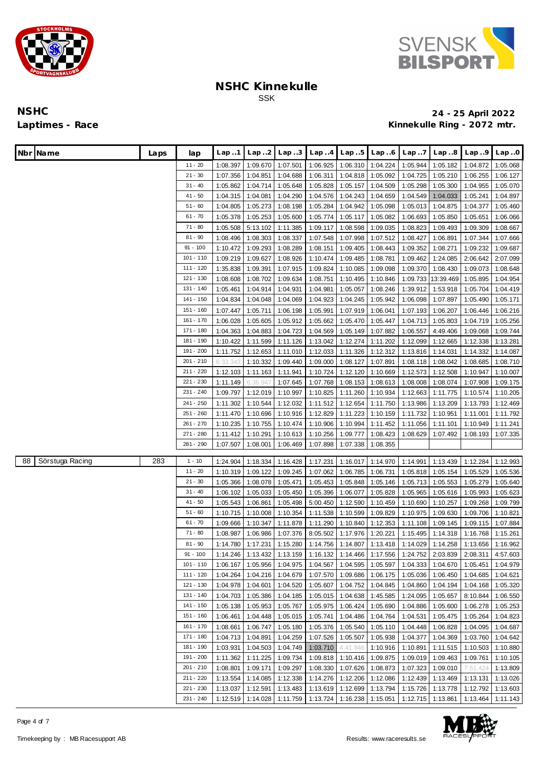# NSHC Kinnekulle

SSK

**NSHC**

**Laptimes - Race**

**24 - 25 April 2022**

**Kinnekulle Ring - 2072 mtr.**

| Nbr | Name | Laps | lap | Lap..1 | Lap..2 | Lap..3 | Lap..4 | Lap..5 | Lap..6 | Lap..7 | Lap..8 | Lap..9 | Lap..0 |
|---|---|---|---|---|---|---|---|---|---|---|---|---|---|
| | | | 11 - 20 | 1:08.397 | 1:09.670 | 1:07.501 | 1:06.925 | 1:06.310 | 1:04.224 | 1:05.944 | 1:05.182 | 1:04.872 | 1:05.068 |
| | | | 21 - 30 | 1:07.356 | 1:04.851 | 1:04.688 | 1:06.311 | 1:04.818 | 1:05.092 | 1:04.725 | 1:05.210 | 1:06.255 | 1:06.127 |
| | | | 31 - 40 | 1:05.862 | 1:04.714 | 1:05.648 | 1:05.828 | 1:05.157 | 1:04.509 | 1:05.298 | 1:05.300 | 1:04.955 | 1:05.070 |
| | | | 41 - 50 | 1:04.315 | 1:04.081 | 1:04.290 | 1:04.576 | 1:04.243 | 1:04.659 | 1:04.549 | 1:04.033 | 1:05.241 | 1:04.897 |
| | | | 51 - 60 | 1:04.805 | 1:05.273 | 1:08.198 | 1:05.284 | 1:04.942 | 1:05.098 | 1:05.013 | 1:04.875 | 1:04.377 | 1:05.460 |
| | | | 61 - 70 | 1:05.378 | 1:05.253 | 1:05.600 | 1:05.774 | 1:05.117 | 1:05.082 | 1:06.693 | 1:05.850 | 1:05.651 | 1:06.066 |
| | | | 71 - 80 | 1:05.508 | 5:13.102 | 1:11.385 | 1:09.117 | 1:08.598 | 1:09.035 | 1:08.823 | 1:09.493 | 1:09.309 | 1:08.667 |
| | | | 81 - 90 | 1:08.496 | 1:08.303 | 1:08.337 | 1:07.548 | 1:07.998 | 1:07.512 | 1:08.427 | 1:06.891 | 1:07.344 | 1:07.666 |
| | | | 91 - 100 | 1:10.472 | 1:09.293 | 1:08.289 | 1:08.151 | 1:09.405 | 1:08.443 | 1:09.352 | 1:08.271 | 1:09.232 | 1:09.687 |
| | | | 101 - 110 | 1:09.219 | 1:09.627 | 1:08.926 | 1:10.474 | 1:09.485 | 1:08.781 | 1:09.462 | 1:24.085 | 2:06.642 | 2:07.099 |
| | | | 111 - 120 | 1:35.838 | 1:09.391 | 1:07.915 | 1:09.824 | 1:10.085 | 1:09.098 | 1:09.370 | 1:08.430 | 1:09.073 | 1:08.648 |
| | | | 121 - 130 | 1:08.608 | 1:08.702 | 1:09.634 | 1:08.751 | 1:10.495 | 1:10.846 | 1:09.733 | 13:39.469 | 1:05.895 | 1:04.954 |
| | | | 131 - 140 | 1:05.461 | 1:04.914 | 1:04.931 | 1:04.981 | 1:05.057 | 1:08.246 | 1:39.912 | 1:53.918 | 1:05.704 | 1:04.419 |
| | | | 141 - 150 | 1:04.834 | 1:04.048 | 1:04.069 | 1:04.923 | 1:04.245 | 1:05.942 | 1:06.098 | 1:07.897 | 1:05.490 | 1:05.171 |
| | | | 151 - 160 | 1:07.447 | 1:05.711 | 1:06.198 | 1:05.991 | 1:07.919 | 1:06.041 | 1:07.193 | 1:06.207 | 1:06.446 | 1:06.216 |
| | | | 161 - 170 | 1:06.028 | 1:05.605 | 1:05.912 | 1:05.662 | 1:05.470 | 1:05.447 | 1:04.713 | 1:05.803 | 1:04.719 | 1:05.256 |
| | | | 171 - 180 | 1:04.363 | 1:04.883 | 1:04.723 | 1:04.569 | 1:05.149 | 1:07.882 | 1:06.557 | 4:49.406 | 1:09.068 | 1:09.744 |
| | | | 181 - 190 | 1:10.422 | 1:11.599 | 1:11.126 | 1:13.042 | 1:12.274 | 1:11.202 | 1:12.099 | 1:12.665 | 1:12.338 | 1:13.281 |
| | | | 191 - 200 | 1:11.752 | 1:12.653 | 1:11.010 | 1:12.033 | 1:11.326 | 1:12.312 | 1:13.816 | 1:14.031 | 1:14.332 | 1:14.087 |
| | | | 201 - 210 | 6:33.343 | 1:10.332 | 1:09.440 | 1:09.000 | 1:08.127 | 1:07.891 | 1:08.118 | 1:08.042 | 1:08.685 | 1:08.710 |
| | | | 211 - 220 | 1:12.103 | 1:11.163 | 1:11.941 | 1:10.724 | 1:12.120 | 1:10.669 | 1:12.573 | 1:12.508 | 1:10.947 | 1:10.007 |
| | | | 221 - 230 | 1:11.149 | 6:36.947 | 1:07.645 | 1:07.768 | 1:08.153 | 1:08.613 | 1:08.008 | 1:08.074 | 1:07.908 | 1:09.175 |
| | | | 231 - 240 | 1:09.797 | 1:12.019 | 1:10.997 | 1:10.825 | 1:11.260 | 1:10.934 | 1:12.663 | 1:11.775 | 1:10.574 | 1:10.205 |
| | | | 241 - 250 | 1:11.302 | 1:10.544 | 1:12.032 | 1:11.512 | 1:12.654 | 1:11.750 | 1:13.986 | 1:13.209 | 1:13.793 | 1:12.469 |
| | | | 251 - 260 | 1:11.470 | 1:10.696 | 1:10.916 | 1:12.829 | 1:11.223 | 1:10.159 | 1:11.732 | 1:10.951 | 1:11.001 | 1:11.792 |
| | | | 261 - 270 | 1:10.235 | 1:10.755 | 1:10.474 | 1:10.906 | 1:10.994 | 1:11.452 | 1:11.056 | 1:11.101 | 1:10.949 | 1:11.241 |
| | | | 271 - 280 | 1:11.412 | 1:10.291 | 1:10.613 | 1:10.256 | 1:09.777 | 1:08.423 | 1:08.629 | 1:07.492 | 1:08.193 | 1:07.335 |
| | | | 281 - 290 | 1:07.507 | 1:08.001 | 1:06.469 | 1:07.898 | 1:07.338 | 1:08.355 | | | | |
| 88 | Sörstuga Racing | 283 | 1 - 10 | 1:24.904 | 1:18.334 | 1:16.428 | 1:17.231 | 1:16.017 | 1:14.970 | 1:14.991 | 1:13.439 | 1:12.284 | 1:12.993 |
| | | | 11 - 20 | 1:10.319 | 1:09.122 | 1:09.245 | 1:07.062 | 1:06.785 | 1:06.731 | 1:05.818 | 1:05.154 | 1:05.529 | 1:05.536 |
| | | | 21 - 30 | 1:05.366 | 1:08.078 | 1:05.471 | 1:05.453 | 1:05.848 | 1:05.146 | 1:05.713 | 1:05.553 | 1:05.279 | 1:05.640 |
| | | | 31 - 40 | 1:06.102 | 1:05.033 | 1:05.450 | 1:05.396 | 1:06.077 | 1:05.828 | 1:05.965 | 1:05.616 | 1:05.993 | 1:05.623 |
| | | | 41 - 50 | 1:05.543 | 1:06.861 | 1:05.498 | 5:00.450 | 1:12.590 | 1:10.459 | 1:10.690 | 1:10.257 | 1:09.268 | 1:09.799 |
| | | | 51 - 60 | 1:10.715 | 1:10.008 | 1:10.354 | 1:11.538 | 1:10.599 | 1:09.829 | 1:10.975 | 1:09.630 | 1:09.706 | 1:10.821 |
| | | | 61 - 70 | 1:09.666 | 1:10.347 | 1:11.878 | 1:11.290 | 1:10.840 | 1:12.353 | 1:11.108 | 1:09.145 | 1:09.115 | 1:07.884 |
| | | | 71 - 80 | 1:08.987 | 1:06.986 | 1:07.376 | 8:05.502 | 1:17.976 | 1:20.221 | 1:15.495 | 1:14.318 | 1:16.768 | 1:15.261 |
| | | | 81 - 90 | 1:14.780 | 1:17.231 | 1:15.280 | 1:14.756 | 1:14.807 | 1:13.418 | 1:14.029 | 1:14.258 | 1:13.656 | 1:16.962 |
| | | | 91 - 100 | 1:14.246 | 1:13.432 | 1:13.159 | 1:16.132 | 1:14.466 | 1:17.556 | 1:24.752 | 2:03.839 | 2:08.311 | 4:57.603 |
| | | | 101 - 110 | 1:06.167 | 1:05.956 | 1:04.975 | 1:04.567 | 1:04.595 | 1:05.597 | 1:04.333 | 1:04.670 | 1:05.451 | 1:04.979 |
| | | | 111 - 120 | 1:04.264 | 1:04.216 | 1:04.679 | 1:07.570 | 1:09.686 | 1:06.175 | 1:05.036 | 1:06.450 | 1:04.685 | 1:04.621 |
| | | | 121 - 130 | 1:04.978 | 1:04.601 | 1:04.520 | 1:05.607 | 1:04.752 | 1:04.845 | 1:04.860 | 1:04.194 | 1:04.168 | 1:05.320 |
| | | | 131 - 140 | 1:04.703 | 1:05.386 | 1:04.185 | 1:05.015 | 1:04.638 | 1:45.585 | 1:24.095 | 1:05.657 | 8:10.844 | 1:06.550 |
| | | | 141 - 150 | 1:05.138 | 1:05.953 | 1:05.767 | 1:05.975 | 1:06.424 | 1:05.690 | 1:04.886 | 1:05.600 | 1:06.278 | 1:05.253 |
| | | | 151 - 160 | 1:06.461 | 1:04.448 | 1:05.015 | 1:05.741 | 1:04.486 | 1:04.764 | 1:04.531 | 1:05.475 | 1:05.264 | 1:04.823 |
| | | | 161 - 170 | 1:08.661 | 1:06.747 | 1:05.180 | 1:05.376 | 1:05.540 | 1:05.110 | 1:04.448 | 1:06.828 | 1:04.095 | 1:04.687 |
| | | | 171 - 180 | 1:04.713 | 1:04.891 | 1:04.259 | 1:07.526 | 1:05.507 | 1:05.938 | 1:04.377 | 1:04.369 | 1:03.760 | 1:04.642 |
| | | | 181 - 190 | 1:03.931 | 1:04.503 | 1:04.749 | 1:03.710 | 4:41.946 | 1:10.916 | 1:10.891 | 1:11.515 | 1:10.503 | 1:10.880 |
| | | | 191 - 200 | 1:11.362 | 1:11.225 | 1:09.734 | 1:09.818 | 1:10.416 | 1:09.875 | 1:09.019 | 1:09.463 | 1:09.761 | 1:10.105 |
| | | | 201 - 210 | 1:08.801 | 1:09.171 | 1:09.297 | 1:08.330 | 1:07.626 | 1:08.873 | 1:07.323 | 1:09.010 | 7:51.424 | 1:13.809 |
| | | | 211 - 220 | 1:13.554 | 1:14.085 | 1:12.338 | 1:14.276 | 1:12.206 | 1:12.086 | 1:12.439 | 1:13.469 | 1:13.131 | 1:13.026 |
| | | | 221 - 230 | 1:13.037 | 1:12.591 | 1:13.483 | 1:13.619 | 1:12.699 | 1:13.794 | 1:15.726 | 1:13.778 | 1:12.792 | 1:13.603 |
| | | | 231 - 240 | 1:12.519 | 1:14.028 | 1:11.759 | 1:13.724 | 1:16.238 | 1:15.051 | 1:12.715 | 1:13.861 | 1:13.464 | 1:11.143 |

Timekeeping by : MB Racesupport AB

Results: www.raceresults.se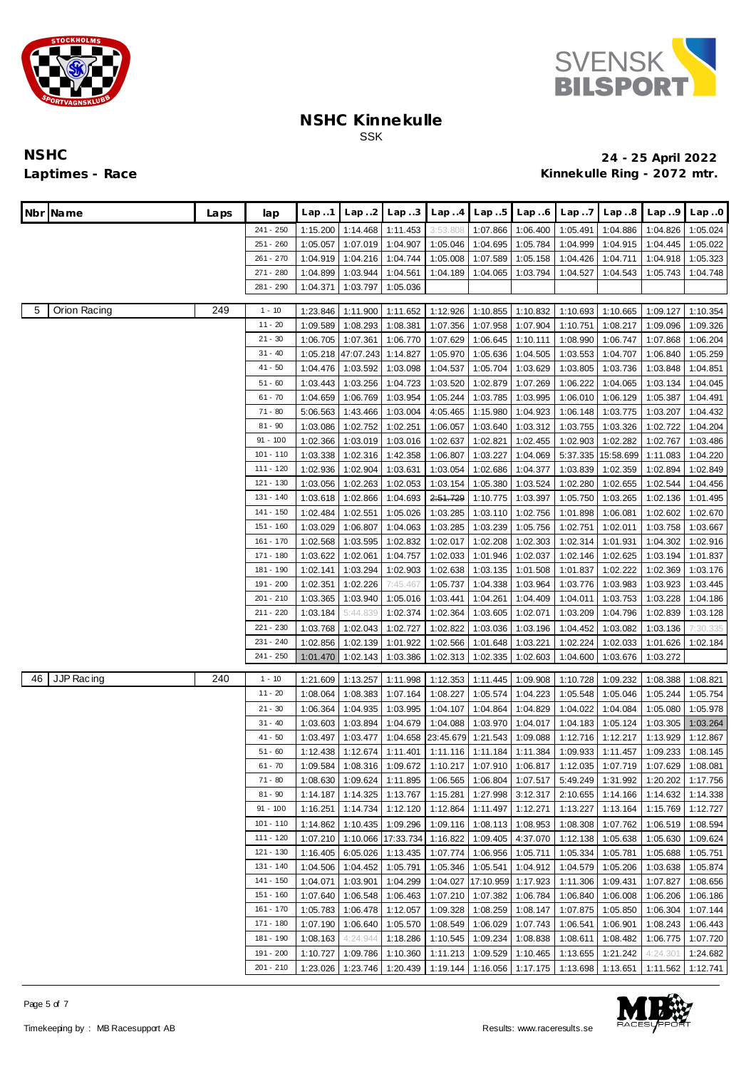# NSHC Kinnekulle

SSK

**NSHC**

**Laptimes - Race**

**24 - 25 April 2022**

**Kinnekulle Ring - 2072 mtr.**

| Nbr | Name | Laps | lap | Lap ..1 | Lap ..2 | Lap ..3 | Lap ..4 | Lap ..5 | Lap ..6 | Lap ..7 | Lap ..8 | Lap ..9 | Lap ..0 |
|---|---|---|---|---|---|---|---|---|---|---|---|---|---|
| | | | 241 - 250 | 1:15.200 | 1:14.468 | 1:11.453 | 3:53.808 | 1:07.866 | 1:06.400 | 1:05.491 | 1:04.886 | 1:04.826 | 1:05.024 |
| | | | 251 - 260 | 1:05.057 | 1:07.019 | 1:04.907 | 1:05.046 | 1:04.695 | 1:05.784 | 1:04.999 | 1:04.915 | 1:04.445 | 1:05.022 |
| | | | 261 - 270 | 1:04.919 | 1:04.216 | 1:04.744 | 1:05.008 | 1:07.589 | 1:05.158 | 1:04.426 | 1:04.711 | 1:04.918 | 1:05.323 |
| | | | 271 - 280 | 1:04.899 | 1:03.944 | 1:04.561 | 1:04.189 | 1:04.065 | 1:03.794 | 1:04.527 | 1:04.543 | 1:05.743 | 1:04.748 |
| | | | 281 - 290 | 1:04.371 | 1:03.797 | 1:05.036 | | | | | | | |
| 5 | Orion Racing | 249 | 1 - 10 | 1:23.846 | 1:11.900 | 1:11.652 | 1:12.926 | 1:10.855 | 1:10.832 | 1:10.693 | 1:10.665 | 1:09.127 | 1:10.354 |
| | | | 11 - 20 | 1:09.589 | 1:08.293 | 1:08.381 | 1:07.356 | 1:07.958 | 1:07.904 | 1:10.751 | 1:08.217 | 1:09.096 | 1:09.326 |
| | | | 21 - 30 | 1:06.705 | 1:07.361 | 1:06.770 | 1:07.629 | 1:06.645 | 1:10.111 | 1:08.990 | 1:06.747 | 1:07.868 | 1:06.204 |
| | | | 31 - 40 | 1:05.218 | 47:07.243 | 1:14.827 | 1:05.970 | 1:05.636 | 1:04.505 | 1:03.553 | 1:04.707 | 1:06.840 | 1:05.259 |
| | | | 41 - 50 | 1:04.476 | 1:03.592 | 1:03.098 | 1:04.537 | 1:05.704 | 1:03.629 | 1:03.805 | 1:03.736 | 1:03.848 | 1:04.851 |
| | | | 51 - 60 | 1:03.443 | 1:03.256 | 1:04.723 | 1:03.520 | 1:02.879 | 1:07.269 | 1:06.222 | 1:04.065 | 1:03.134 | 1:04.045 |
| | | | 61 - 70 | 1:04.659 | 1:06.769 | 1:03.954 | 1:05.244 | 1:03.785 | 1:03.995 | 1:06.010 | 1:06.129 | 1:05.387 | 1:04.491 |
| | | | 71 - 80 | 5:06.563 | 1:43.466 | 1:03.004 | 4:05.465 | 1:15.980 | 1:04.923 | 1:06.148 | 1:03.775 | 1:03.207 | 1:04.432 |
| | | | 81 - 90 | 1:03.086 | 1:02.752 | 1:02.251 | 1:06.057 | 1:03.640 | 1:03.312 | 1:03.755 | 1:03.326 | 1:02.722 | 1:04.204 |
| | | | 91 - 100 | 1:02.366 | 1:03.019 | 1:03.016 | 1:02.637 | 1:02.821 | 1:02.455 | 1:02.903 | 1:02.282 | 1:02.767 | 1:03.486 |
| | | | 101 - 110 | 1:03.338 | 1:02.316 | 1:42.358 | 1:06.807 | 1:03.227 | 1:04.069 | 5:37.335 | 15:58.699 | 1:11.083 | 1:04.220 |
| | | | 111 - 120 | 1:02.936 | 1:02.904 | 1:03.631 | 1:03.054 | 1:02.686 | 1:04.377 | 1:03.839 | 1:02.359 | 1:02.894 | 1:02.849 |
| | | | 121 - 130 | 1:03.056 | 1:02.263 | 1:02.053 | 1:03.154 | 1:05.380 | 1:03.524 | 1:02.280 | 1:02.655 | 1:02.544 | 1:04.456 |
| | | | 131 - 140 | 1:03.618 | 1:02.866 | 1:04.693 | ~~2:51.729~~ | 1:10.775 | 1:03.397 | 1:05.750 | 1:03.265 | 1:02.136 | 1:01.495 |
| | | | 141 - 150 | 1:02.484 | 1:02.551 | 1:05.026 | 1:03.285 | 1:03.110 | 1:02.756 | 1:01.898 | 1:06.081 | 1:02.602 | 1:02.670 |
| | | | 151 - 160 | 1:03.029 | 1:06.807 | 1:04.063 | 1:03.285 | 1:03.239 | 1:05.756 | 1:02.751 | 1:02.011 | 1:03.758 | 1:03.667 |
| | | | 161 - 170 | 1:02.568 | 1:03.595 | 1:02.832 | 1:02.017 | 1:02.208 | 1:02.303 | 1:02.314 | 1:01.931 | 1:04.302 | 1:02.916 |
| | | | 171 - 180 | 1:03.622 | 1:02.061 | 1:04.757 | 1:02.033 | 1:01.946 | 1:02.037 | 1:02.146 | 1:02.625 | 1:03.194 | 1:01.837 |
| | | | 181 - 190 | 1:02.141 | 1:03.294 | 1:02.903 | 1:02.638 | 1:03.135 | 1:01.508 | 1:01.837 | 1:02.222 | 1:02.369 | 1:03.176 |
| | | | 191 - 200 | 1:02.351 | 1:02.226 | 7:45.467 | 1:05.737 | 1:04.338 | 1:03.964 | 1:03.776 | 1:03.983 | 1:03.923 | 1:03.445 |
| | | | 201 - 210 | 1:03.365 | 1:03.940 | 1:05.016 | 1:03.441 | 1:04.261 | 1:04.409 | 1:04.011 | 1:03.753 | 1:03.228 | 1:04.186 |
| | | | 211 - 220 | 1:03.184 | 5:44.839 | 1:02.374 | 1:02.364 | 1:03.605 | 1:02.071 | 1:03.209 | 1:04.796 | 1:02.839 | 1:03.128 |
| | | | 221 - 230 | 1:03.768 | 1:02.043 | 1:02.727 | 1:02.822 | 1:03.036 | 1:03.196 | 1:04.452 | 1:03.082 | 1:03.136 | 7:30.335 |
| | | | 231 - 240 | 1:02.856 | 1:02.139 | 1:01.922 | 1:02.566 | 1:01.648 | 1:03.221 | 1:02.224 | 1:02.033 | 1:01.626 | 1:02.184 |
| | | | 241 - 250 | 1:01.470 | 1:02.143 | 1:03.386 | 1:02.313 | 1:02.335 | 1:02.603 | 1:04.600 | 1:03.676 | 1:03.272 | |
| 46 | JJP Racing | 240 | 1 - 10 | 1:21.609 | 1:13.257 | 1:11.998 | 1:12.353 | 1:11.445 | 1:09.908 | 1:10.728 | 1:09.232 | 1:08.388 | 1:08.821 |
| | | | 11 - 20 | 1:08.064 | 1:08.383 | 1:07.164 | 1:08.227 | 1:05.574 | 1:04.223 | 1:05.548 | 1:05.046 | 1:05.244 | 1:05.754 |
| | | | 21 - 30 | 1:06.364 | 1:04.935 | 1:03.995 | 1:04.107 | 1:04.864 | 1:04.829 | 1:04.022 | 1:04.084 | 1:05.080 | 1:05.978 |
| | | | 31 - 40 | 1:03.603 | 1:03.894 | 1:04.679 | 1:04.088 | 1:03.970 | 1:04.017 | 1:04.183 | 1:05.124 | 1:03.305 | 1:03.264 |
| | | | 41 - 50 | 1:03.497 | 1:03.477 | 1:04.658 | 23:45.679 | 1:21.543 | 1:09.088 | 1:12.716 | 1:12.217 | 1:13.929 | 1:12.867 |
| | | | 51 - 60 | 1:12.438 | 1:12.674 | 1:11.401 | 1:11.116 | 1:11.184 | 1:11.384 | 1:09.933 | 1:11.457 | 1:09.233 | 1:08.145 |
| | | | 61 - 70 | 1:09.584 | 1:08.316 | 1:09.672 | 1:10.217 | 1:07.910 | 1:06.817 | 1:12.035 | 1:07.719 | 1:07.629 | 1:08.081 |
| | | | 71 - 80 | 1:08.630 | 1:09.624 | 1:11.895 | 1:06.565 | 1:06.804 | 1:07.517 | 5:49.249 | 1:31.992 | 1:20.202 | 1:17.756 |
| | | | 81 - 90 | 1:14.187 | 1:14.325 | 1:13.767 | 1:15.281 | 1:27.998 | 3:12.317 | 2:10.655 | 1:14.166 | 1:14.632 | 1:14.338 |
| | | | 91 - 100 | 1:16.251 | 1:14.734 | 1:12.120 | 1:12.864 | 1:11.497 | 1:12.271 | 1:13.227 | 1:13.164 | 1:15.769 | 1:12.727 |
| | | | 101 - 110 | 1:14.862 | 1:10.435 | 1:09.296 | 1:09.116 | 1:08.113 | 1:08.953 | 1:08.308 | 1:07.762 | 1:06.519 | 1:08.594 |
| | | | 111 - 120 | 1:07.210 | 1:10.066 | 17:33.734 | 1:16.822 | 1:09.405 | 4:37.070 | 1:12.138 | 1:05.638 | 1:05.630 | 1:09.624 |
| | | | 121 - 130 | 1:16.405 | 6:05.026 | 1:13.435 | 1:07.774 | 1:06.956 | 1:05.711 | 1:05.334 | 1:05.781 | 1:05.688 | 1:05.751 |
| | | | 131 - 140 | 1:04.506 | 1:04.452 | 1:05.791 | 1:05.346 | 1:05.541 | 1:04.912 | 1:04.579 | 1:05.206 | 1:03.638 | 1:05.874 |
| | | | 141 - 150 | 1:04.071 | 1:03.901 | 1:04.299 | 1:04.027 | 17:10.959 | 1:17.923 | 1:11.306 | 1:09.431 | 1:07.827 | 1:08.656 |
| | | | 151 - 160 | 1:07.640 | 1:06.548 | 1:06.463 | 1:07.210 | 1:07.382 | 1:06.784 | 1:06.840 | 1:06.008 | 1:06.206 | 1:06.186 |
| | | | 161 - 170 | 1:05.783 | 1:06.478 | 1:12.057 | 1:09.328 | 1:08.259 | 1:08.147 | 1:07.875 | 1:05.850 | 1:06.304 | 1:07.144 |
| | | | 171 - 180 | 1:07.190 | 1:06.640 | 1:05.570 | 1:08.549 | 1:06.029 | 1:07.743 | 1:06.541 | 1:06.901 | 1:08.243 | 1:06.443 |
| | | | 181 - 190 | 1:08.163 | 4:24.944 | 1:18.286 | 1:10.545 | 1:09.234 | 1:08.838 | 1:08.611 | 1:08.482 | 1:06.775 | 1:07.720 |
| | | | 191 - 200 | 1:10.727 | 1:09.786 | 1:10.360 | 1:11.213 | 1:09.529 | 1:10.465 | 1:13.655 | 1:21.242 | 4:24.301 | 1:24.682 |
| | | | 201 - 210 | 1:23.026 | 1:23.746 | 1:20.439 | 1:19.144 | 1:16.056 | 1:17.175 | 1:13.698 | 1:13.651 | 1:11.562 | 1:12.741 |

Timekeeping by : MB Racesupport AB

Results: www.raceresults.se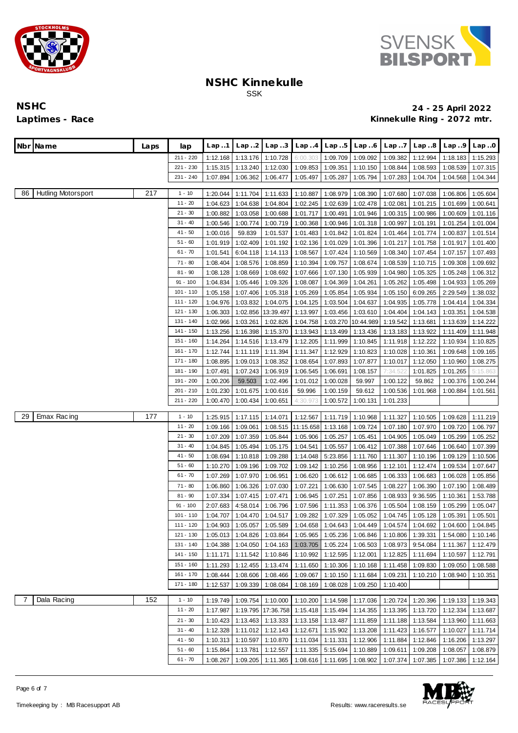**NSHC Kinnekulle**

SSK

**NSHC**

**Laptimes - Race**

**24 - 25 April 2022**

**Kinnekulle Ring - 2072 mtr.**

| Nbr | Name | Laps | lap | Lap..1 | Lap..2 | Lap..3 | Lap..4 | Lap..5 | Lap..6 | Lap..7 | Lap..8 | Lap..9 | Lap..0 |
|---|---|---|---|---|---|---|---|---|---|---|---|---|---|
| | | | 211 - 220 | 1:12.168 | 1:13.176 | 1:10.728 | 6:00.303 | 1:09.709 | 1:09.092 | 1:09.382 | 1:12.994 | 1:18.183 | 1:15.293 |
| | | | 221 - 230 | 1:15.315 | 1:13.240 | 1:12.030 | 1:09.853 | 1:09.351 | 1:10.150 | 1:08.844 | 1:08.593 | 1:08.539 | 1:07.315 |
| | | | 231 - 240 | 1:07.894 | 1:06.362 | 1:06.477 | 1:05.497 | 1:05.287 | 1:05.794 | 1:07.283 | 1:04.704 | 1:04.568 | 1:04.344 |
| 86 | Hutling Motorsport | 217 | 1 - 10 | 1:20.044 | 1:11.704 | 1:11.633 | 1:10.887 | 1:08.979 | 1:08.390 | 1:07.680 | 1:07.038 | 1:06.806 | 1:05.604 |
| | | | 11 - 20 | 1:04.623 | 1:04.638 | 1:04.804 | 1:02.245 | 1:02.639 | 1:02.478 | 1:02.081 | 1:01.215 | 1:01.699 | 1:00.641 |
| | | | 21 - 30 | 1:00.882 | 1:03.058 | 1:00.688 | 1:01.717 | 1:00.491 | 1:01.946 | 1:00.315 | 1:00.986 | 1:00.609 | 1:01.116 |
| | | | 31 - 40 | 1:00.546 | 1:00.774 | 1:00.719 | 1:00.368 | 1:00.946 | 1:01.318 | 1:00.997 | 1:01.191 | 1:01.254 | 1:01.004 |
| | | | 41 - 50 | 1:00.016 | 59.839 | 1:01.537 | 1:01.483 | 1:01.842 | 1:01.824 | 1:01.464 | 1:01.774 | 1:00.837 | 1:01.514 |
| | | | 51 - 60 | 1:01.919 | 1:02.409 | 1:01.192 | 1:02.136 | 1:01.029 | 1:01.396 | 1:01.217 | 1:01.758 | 1:01.917 | 1:01.400 |
| | | | 61 - 70 | 1:01.541 | 6:04.118 | 1:14.113 | 1:08.567 | 1:07.424 | 1:10.569 | 1:08.340 | 1:07.454 | 1:07.157 | 1:07.493 |
| | | | 71 - 80 | 1:08.404 | 1:08.576 | 1:08.859 | 1:10.394 | 1:09.757 | 1:08.674 | 1:08.539 | 1:10.715 | 1:09.308 | 1:09.692 |
| | | | 81 - 90 | 1:08.128 | 1:08.669 | 1:08.692 | 1:07.666 | 1:07.130 | 1:05.939 | 1:04.980 | 1:05.325 | 1:05.248 | 1:06.312 |
| | | | 91 - 100 | 1:04.834 | 1:05.446 | 1:09.326 | 1:08.087 | 1:04.369 | 1:04.261 | 1:05.262 | 1:05.498 | 1:04.933 | 1:05.269 |
| | | | 101 - 110 | 1:05.158 | 1:07.406 | 1:05.318 | 1:05.269 | 1:05.854 | 1:05.934 | 1:05.150 | 6:09.265 | 2:29.549 | 1:38.032 |
| | | | 111 - 120 | 1:04.976 | 1:03.832 | 1:04.075 | 1:04.125 | 1:03.504 | 1:04.637 | 1:04.935 | 1:05.778 | 1:04.414 | 1:04.334 |
| | | | 121 - 130 | 1:06.303 | 1:02.856 | 13:39.497 | 1:13.997 | 1:03.456 | 1:03.610 | 1:04.404 | 1:04.143 | 1:03.351 | 1:04.538 |
| | | | 131 - 140 | 1:02.966 | 1:03.261 | 1:02.826 | 1:04.758 | 1:03.270 | 10:44.989 | 1:19.542 | 1:13.681 | 1:13.639 | 1:14.222 |
| | | | 141 - 150 | 1:13.256 | 1:16.398 | 1:15.370 | 1:13.943 | 1:13.499 | 1:13.436 | 1:13.183 | 1:13.922 | 1:11.409 | 1:11.948 |
| | | | 151 - 160 | 1:14.264 | 1:14.516 | 1:13.479 | 1:12.205 | 1:11.999 | 1:10.845 | 1:11.918 | 1:12.222 | 1:10.934 | 1:10.825 |
| | | | 161 - 170 | 1:12.744 | 1:11.119 | 1:11.394 | 1:11.347 | 1:12.929 | 1:10.823 | 1:10.028 | 1:10.361 | 1:09.648 | 1:09.165 |
| | | | 171 - 180 | 1:08.895 | 1:09.013 | 1:08.352 | 1:08.654 | 1:07.893 | 1:07.877 | 1:10.017 | 1:12.050 | 1:10.960 | 1:08.275 |
| | | | 181 - 190 | 1:07.491 | 1:07.243 | 1:06.919 | 1:06.545 | 1:06.691 | 1:08.157 | 7:34.522 | 1:01.825 | 1:01.265 | 5:15.863 |
| | | | 191 - 200 | 1:00.206 | 59.503 | 1:02.496 | 1:01.012 | 1:00.028 | 59.997 | 1:00.122 | 59.862 | 1:00.376 | 1:00.244 |
| | | | 201 - 210 | 1:01.230 | 1:01.675 | 1:00.616 | 59.996 | 1:00.159 | 59.612 | 1:00.536 | 1:01.968 | 1:00.884 | 1:01.561 |
| | | | 211 - 220 | 1:00.470 | 1:00.434 | 1:00.651 | 4:30.973 | 1:00.572 | 1:00.131 | 1:01.233 | | | |
| 29 | Emax Racing | 177 | 1 - 10 | 1:25.915 | 1:17.115 | 1:14.071 | 1:12.567 | 1:11.719 | 1:10.968 | 1:11.327 | 1:10.505 | 1:09.628 | 1:11.219 |
| | | | 11 - 20 | 1:09.166 | 1:09.061 | 1:08.515 | 11:15.658 | 1:13.168 | 1:09.724 | 1:07.180 | 1:07.970 | 1:09.720 | 1:06.797 |
| | | | 21 - 30 | 1:07.209 | 1:07.359 | 1:05.844 | 1:05.906 | 1:05.257 | 1:05.451 | 1:04.905 | 1:05.049 | 1:05.299 | 1:05.252 |
| | | | 31 - 40 | 1:04.845 | 1:05.494 | 1:05.175 | 1:04.541 | 1:05.557 | 1:06.412 | 1:07.388 | 1:07.646 | 1:06.640 | 1:07.399 |
| | | | 41 - 50 | 1:08.694 | 1:10.818 | 1:09.288 | 1:14.048 | 5:23.856 | 1:11.760 | 1:11.307 | 1:10.196 | 1:09.129 | 1:10.506 |
| | | | 51 - 60 | 1:10.270 | 1:09.196 | 1:09.702 | 1:09.142 | 1:10.256 | 1:08.956 | 1:12.101 | 1:12.474 | 1:09.534 | 1:07.647 |
| | | | 61 - 70 | 1:07.269 | 1:07.970 | 1:06.951 | 1:06.620 | 1:06.612 | 1:06.685 | 1:06.333 | 1:06.683 | 1:06.028 | 1:05.856 |
| | | | 71 - 80 | 1:06.860 | 1:06.326 | 1:07.030 | 1:07.221 | 1:06.630 | 1:07.545 | 1:08.227 | 1:06.390 | 1:07.190 | 1:08.489 |
| | | | 81 - 90 | 1:07.334 | 1:07.415 | 1:07.471 | 1:06.945 | 1:07.251 | 1:07.856 | 1:08.933 | 9:36.595 | 1:10.361 | 1:53.788 |
| | | | 91 - 100 | 2:07.683 | 4:58.014 | 1:06.796 | 1:07.596 | 1:11.353 | 1:06.376 | 1:05.504 | 1:08.159 | 1:05.299 | 1:05.047 |
| | | | 101 - 110 | 1:04.707 | 1:04.470 | 1:04.517 | 1:09.282 | 1:07.329 | 1:05.052 | 1:04.745 | 1:05.128 | 1:05.391 | 1:05.501 |
| | | | 111 - 120 | 1:04.903 | 1:05.057 | 1:05.589 | 1:04.658 | 1:04.643 | 1:04.449 | 1:04.574 | 1:04.692 | 1:04.600 | 1:04.845 |
| | | | 121 - 130 | 1:05.013 | 1:04.826 | 1:03.864 | 1:05.965 | 1:05.236 | 1:06.846 | 1:10.806 | 1:39.331 | 1:54.080 | 1:10.146 |
| | | | 131 - 140 | 1:04.388 | 1:04.050 | 1:04.163 | 1:03.705 | 1:05.224 | 1:06.503 | 1:08.973 | 9:54.084 | 1:11.367 | 1:12.479 |
| | | | 141 - 150 | 1:11.171 | 1:11.542 | 1:10.846 | 1:10.992 | 1:12.595 | 1:12.001 | 1:12.825 | 1:11.694 | 1:10.597 | 1:12.791 |
| | | | 151 - 160 | 1:11.293 | 1:12.455 | 1:13.474 | 1:11.650 | 1:10.306 | 1:10.168 | 1:11.458 | 1:09.830 | 1:09.050 | 1:08.588 |
| | | | 161 - 170 | 1:08.444 | 1:08.606 | 1:08.466 | 1:09.067 | 1:10.150 | 1:11.684 | 1:09.231 | 1:10.210 | 1:08.940 | 1:10.351 |
| | | | 171 - 180 | 1:12.537 | 1:09.339 | 1:08.084 | 1:08.169 | 1:08.028 | 1:09.250 | 1:10.400 | | | |
| 7 | Dala Racing | 152 | 1 - 10 | 1:19.749 | 1:09.754 | 1:10.000 | 1:10.200 | 1:14.598 | 1:17.036 | 1:20.724 | 1:20.396 | 1:19.133 | 1:19.343 |
| | | | 11 - 20 | 1:17.987 | 1:19.795 | 17:36.758 | 1:15.418 | 1:15.494 | 1:14.355 | 1:13.395 | 1:13.720 | 1:12.334 | 1:13.687 |
| | | | 21 - 30 | 1:10.423 | 1:13.463 | 1:13.333 | 1:13.158 | 1:13.487 | 1:11.859 | 1:11.188 | 1:13.584 | 1:13.960 | 1:11.663 |
| | | | 31 - 40 | 1:12.328 | 1:11.012 | 1:12.143 | 1:12.671 | 1:15.902 | 1:13.208 | 1:11.423 | 1:16.577 | 1:10.027 | 1:11.714 |
| | | | 41 - 50 | 1:10.313 | 1:10.597 | 1:10.870 | 1:11.034 | 1:11.331 | 1:12.906 | 1:11.884 | 1:12.846 | 1:16.206 | 1:13.297 |
| | | | 51 - 60 | 1:15.864 | 1:13.781 | 1:12.557 | 1:11.335 | 5:15.694 | 1:10.889 | 1:09.611 | 1:09.208 | 1:08.057 | 1:08.879 |
| | | | 61 - 70 | 1:08.267 | 1:09.205 | 1:11.365 | 1:08.616 | 1:11.695 | 1:08.902 | 1:07.374 | 1:07.385 | 1:07.386 | 1:12.164 |

Timekeeping by : MB Racesupport AB

Results: www.raceresults.se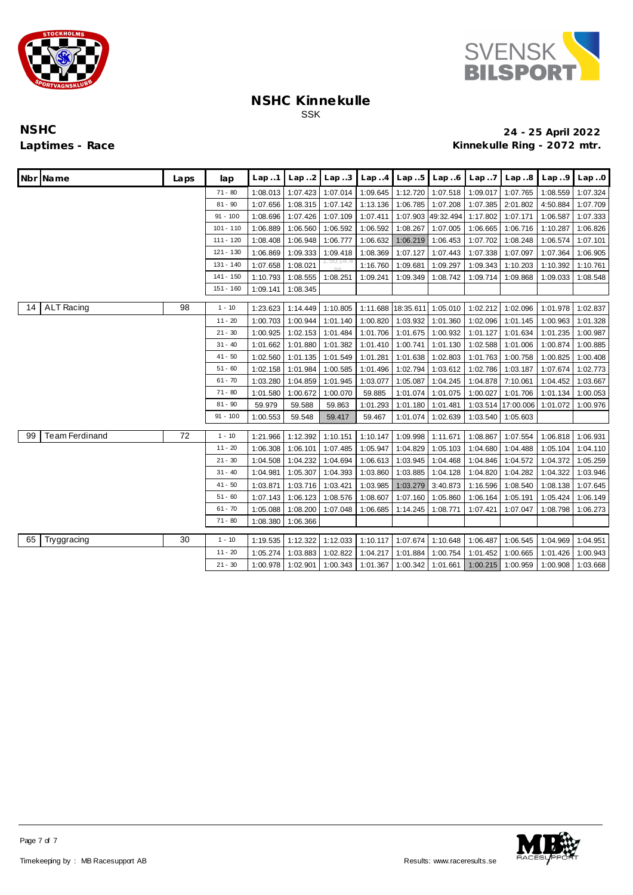# NSHC Kinnekulle

SSK

**NSHC**

**Laptimes - Race**

**24 - 25 April 2022**

**Kinnekulle Ring - 2072 mtr.**

| Nbr | Name | Laps | lap | Lap ..1 | Lap ..2 | Lap ..3 | Lap ..4 | Lap ..5 | Lap ..6 | Lap ..7 | Lap ..8 | Lap ..9 | Lap ..0 |
|---|---|---|---|---|---|---|---|---|---|---|---|---|---|
| | | | 71 - 80 | 1:08.013 | 1:07.423 | 1:07.014 | 1:09.645 | 1:12.720 | 1:07.518 | 1:09.017 | 1:07.765 | 1:08.559 | 1:07.324 |
| | | | 81 - 90 | 1:07.656 | 1:08.315 | 1:07.142 | 1:13.136 | 1:06.785 | 1:07.208 | 1:07.385 | 2:01.802 | 4:50.884 | 1:07.709 |
| | | | 91 - 100 | 1:08.696 | 1:07.426 | 1:07.109 | 1:07.411 | 1:07.903 | 49:32.494 | 1:17.802 | 1:07.171 | 1:06.587 | 1:07.333 |
| | | | 101 - 110 | 1:06.889 | 1:06.560 | 1:06.592 | 1:06.592 | 1:08.267 | 1:07.005 | 1:06.665 | 1:06.716 | 1:10.287 | 1:06.826 |
| | | | 111 - 120 | 1:08.408 | 1:06.948 | 1:06.777 | 1:06.632 | 1:06.219 | 1:06.453 | 1:07.702 | 1:08.248 | 1:06.574 | 1:07.101 |
| | | | 121 - 130 | 1:06.869 | 1:09.333 | 1:09.418 | 1:08.369 | 1:07.127 | 1:07.443 | 1:07.338 | 1:07.097 | 1:07.364 | 1:06.905 |
| | | | 131 - 140 | 1:07.658 | 1:08.021 | 1:50:14.486 | 1:16.760 | 1:09.681 | 1:09.297 | 1:09.343 | 1:10.203 | 1:10.392 | 1:10.761 |
| | | | 141 - 150 | 1:10.793 | 1:08.555 | 1:08.251 | 1:09.241 | 1:09.349 | 1:08.742 | 1:09.714 | 1:09.868 | 1:09.033 | 1:08.548 |
| | | | 151 - 160 | 1:09.141 | 1:08.345 | | | | | | | | |
| 14 | ALT Racing | 98 | 1 - 10 | 1:23.623 | 1:14.449 | 1:10.805 | 1:11.688 | 18:35.611 | 1:05.010 | 1:02.212 | 1:02.096 | 1:01.978 | 1:02.837 |
| | | | 11 - 20 | 1:00.703 | 1:00.944 | 1:01.140 | 1:00.820 | 1:03.932 | 1:01.360 | 1:02.096 | 1:01.145 | 1:00.963 | 1:01.328 |
| | | | 21 - 30 | 1:00.925 | 1:02.153 | 1:01.484 | 1:01.706 | 1:01.675 | 1:00.932 | 1:01.127 | 1:01.634 | 1:01.235 | 1:00.987 |
| | | | 31 - 40 | 1:01.662 | 1:01.880 | 1:01.382 | 1:01.410 | 1:00.741 | 1:01.130 | 1:02.588 | 1:01.006 | 1:00.874 | 1:00.885 |
| | | | 41 - 50 | 1:02.560 | 1:01.135 | 1:01.549 | 1:01.281 | 1:01.638 | 1:02.803 | 1:01.763 | 1:00.758 | 1:00.825 | 1:00.408 |
| | | | 51 - 60 | 1:02.158 | 1:01.984 | 1:00.585 | 1:01.496 | 1:02.794 | 1:03.612 | 1:02.786 | 1:03.187 | 1:07.674 | 1:02.773 |
| | | | 61 - 70 | 1:03.280 | 1:04.859 | 1:01.945 | 1:03.077 | 1:05.087 | 1:04.245 | 1:04.878 | 7:10.061 | 1:04.452 | 1:03.667 |
| | | | 71 - 80 | 1:01.580 | 1:00.672 | 1:00.070 | 59.885 | 1:01.074 | 1:01.075 | 1:00.027 | 1:01.706 | 1:01.134 | 1:00.053 |
| | | | 81 - 90 | 59.979 | 59.588 | 59.863 | 1:01.293 | 1:01.180 | 1:01.481 | 1:03.514 | 17:00.006 | 1:01.072 | 1:00.976 |
| | | | 91 - 100 | 1:00.553 | 59.548 | 59.417 | 59.467 | 1:01.074 | 1:02.639 | 1:03.540 | 1:05.603 | | |
| 99 | Team Ferdinand | 72 | 1 - 10 | 1:21.966 | 1:12.392 | 1:10.151 | 1:10.147 | 1:09.998 | 1:11.671 | 1:08.867 | 1:07.554 | 1:06.818 | 1:06.931 |
| | | | 11 - 20 | 1:06.308 | 1:06.101 | 1:07.485 | 1:05.947 | 1:04.829 | 1:05.103 | 1:04.680 | 1:04.488 | 1:05.104 | 1:04.110 |
| | | | 21 - 30 | 1:04.508 | 1:04.232 | 1:04.694 | 1:06.613 | 1:03.945 | 1:04.468 | 1:04.846 | 1:04.572 | 1:04.372 | 1:05.259 |
| | | | 31 - 40 | 1:04.981 | 1:05.307 | 1:04.393 | 1:03.860 | 1:03.885 | 1:04.128 | 1:04.820 | 1:04.282 | 1:04.322 | 1:03.946 |
| | | | 41 - 50 | 1:03.871 | 1:03.716 | 1:03.421 | 1:03.985 | 1:03.279 | 3:40.873 | 1:16.596 | 1:08.540 | 1:08.138 | 1:07.645 |
| | | | 51 - 60 | 1:07.143 | 1:06.123 | 1:08.576 | 1:08.607 | 1:07.160 | 1:05.860 | 1:06.164 | 1:05.191 | 1:05.424 | 1:06.149 |
| | | | 61 - 70 | 1:05.088 | 1:08.200 | 1:07.048 | 1:06.685 | 1:14.245 | 1:08.771 | 1:07.421 | 1:07.047 | 1:08.798 | 1:06.273 |
| | | | 71 - 80 | 1:08.380 | 1:06.366 | | | | | | | | |
| 65 | Tryggracing | 30 | 1 - 10 | 1:19.535 | 1:12.322 | 1:12.033 | 1:10.117 | 1:07.674 | 1:10.648 | 1:06.487 | 1:06.545 | 1:04.969 | 1:04.951 |
| | | | 11 - 20 | 1:05.274 | 1:03.883 | 1:02.822 | 1:04.217 | 1:01.884 | 1:00.754 | 1:01.452 | 1:00.665 | 1:01.426 | 1:00.943 |
| | | | 21 - 30 | 1:00.978 | 1:02.901 | 1:00.343 | 1:01.367 | 1:00.342 | 1:01.661 | 1:00.215 | 1:00.959 | 1:00.908 | 1:03.668 |

Timekeeping by : MB Racesupport AB

Results: www.raceresults.se